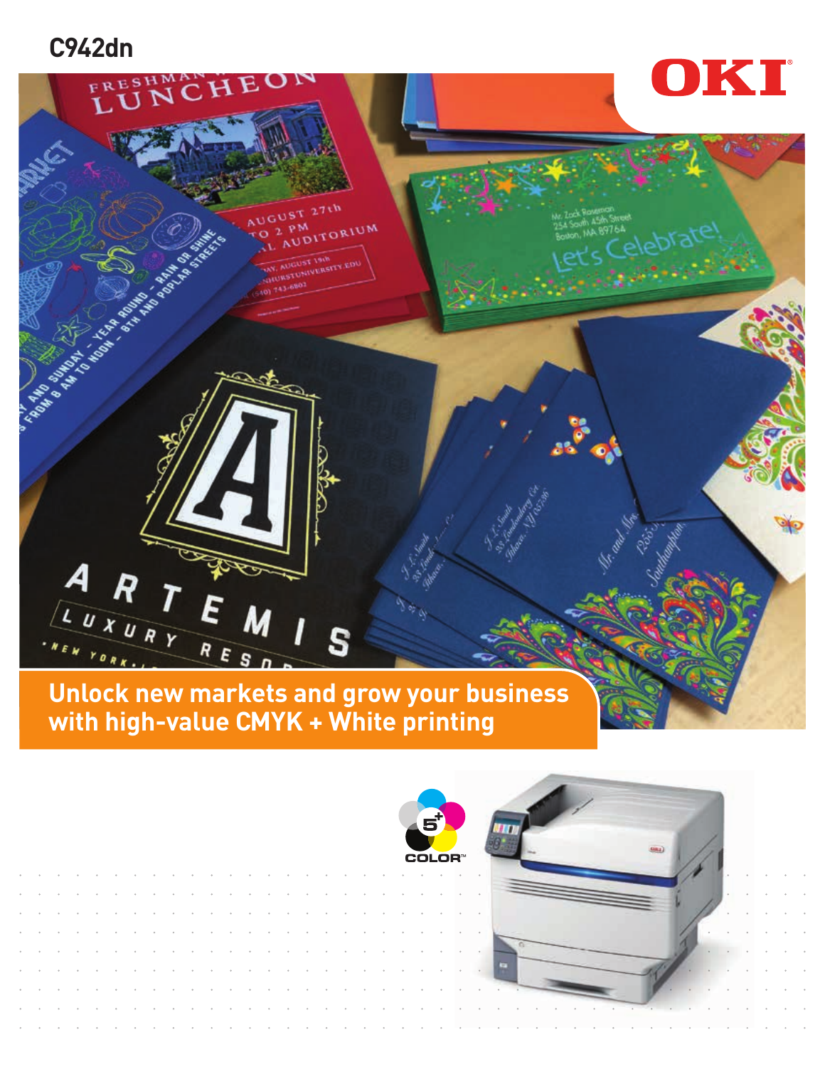# C942dn

OKI

## Unlock new markets and grow your business with high-value CMYK + White printing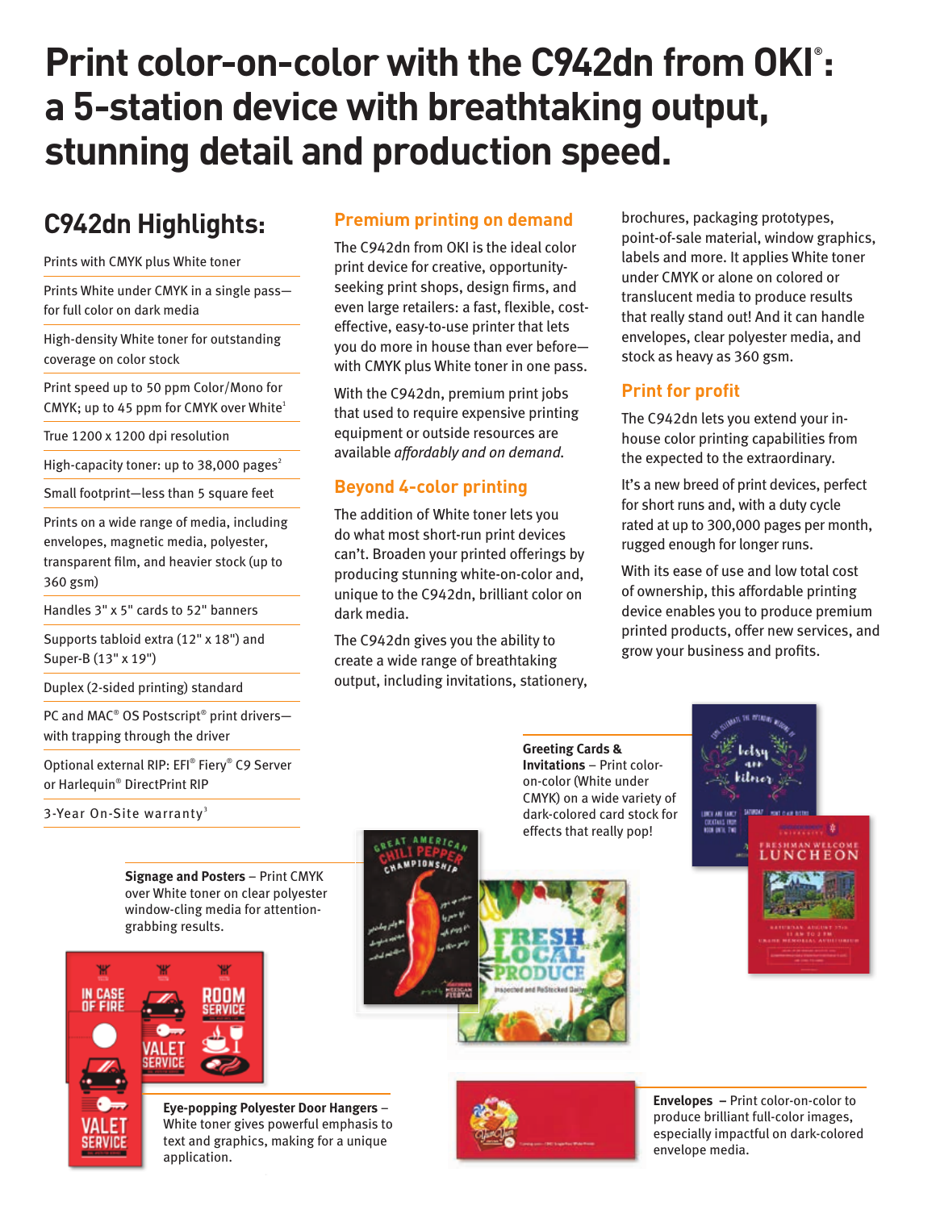# Print color-on-color with the C942dn from OKI®: a 5-station device with breathtaking output, stunning detail and production speed.

## C942dn Highlights:

- Prints with CMYK plus White toner
- Prints White under CMYK in a single pass—for full color on dark media
- High-density White toner for outstanding coverage on color stock
- Print speed up to 50 ppm Color/Mono for CMYK; up to 45 ppm for CMYK over White[1]
- True 1200 x 1200 dpi resolution
- High-capacity toner: up to 38,000 pages[2]
- Small footprint—less than 5 square feet
- Prints on a wide range of media, including envelopes, magnetic media, polyester, transparent film, and heavier stock (up to 360 gsm)
- Handles 3" x 5" cards to 52" banners
- Supports tabloid extra (12" x 18") and Super-B (13" x 19")
- Duplex (2-sided printing) standard
- PC and MAC® OS Postscript® print drivers—with trapping through the driver
- Optional external RIP: EFI® Fiery® C9 Server or Harlequin® DirectPrint RIP
- 3-Year On-Site warranty[3]

### Premium printing on demand

The C942dn from OKI is the ideal color print device for creative, opportunity-seeking print shops, design firms, and even large retailers: a fast, flexible, cost-effective, easy-to-use printer that lets you do more in house than ever before—with CMYK plus White toner in one pass.

With the C942dn, premium print jobs that used to require expensive printing equipment or outside resources are available *affordably and on demand.*

### Beyond 4-color printing

The addition of White toner lets you do what most short-run print devices can't. Broaden your printed offerings by producing stunning white-on-color and, unique to the C942dn, brilliant color on dark media.

The C942dn gives you the ability to create a wide range of breathtaking output, including invitations, stationery, brochures, packaging prototypes, point-of-sale material, window graphics, labels and more. It applies White toner under CMYK or alone on colored or translucent media to produce results that really stand out! And it can handle envelopes, clear polyester media, and stock as heavy as 360 gsm.

### Print for profit

The C942dn lets you extend your in-house color printing capabilities from the expected to the extraordinary.

It's a new breed of print devices, perfect for short runs and, with a duty cycle rated at up to 300,000 pages per month, rugged enough for longer runs.

With its ease of use and low total cost of ownership, this affordable printing device enables you to produce premium printed products, offer new services, and grow your business and profits.

**Greeting Cards & Invitations** – Print color-on-color (White under CMYK) on a wide variety of dark-colored card stock for effects that really pop!

**Signage and Posters** – Print CMYK over White toner on clear polyester window-cling media for attention-grabbing results.

**Eye-popping Polyester Door Hangers** – White toner gives powerful emphasis to text and graphics, making for a unique application.

**Envelopes** – Print color-on-color to produce brilliant full-color images, especially impactful on dark-colored envelope media.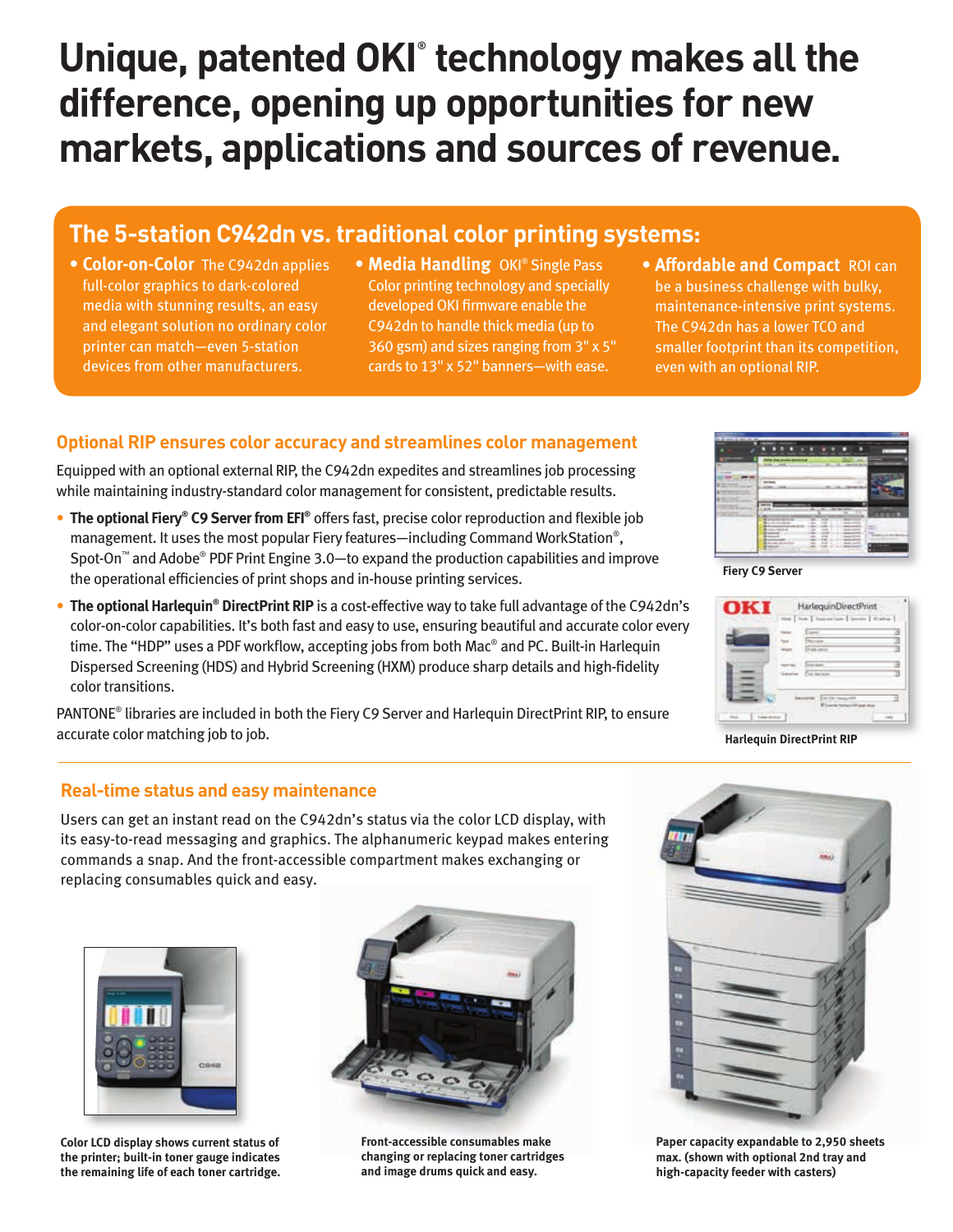# Unique, patented OKI® technology makes all the difference, opening up opportunities for new markets, applications and sources of revenue.

## The 5-station C942dn vs. traditional color printing systems:

- **Color-on-Color** The C942dn applies full-color graphics to dark-colored media with stunning results, an easy and elegant solution no ordinary color printer can match—even 5-station devices from other manufacturers.
- **Media Handling** OKI® Single Pass Color printing technology and specially developed OKI firmware enable the C942dn to handle thick media (up to 360 gsm) and sizes ranging from 3" x 5" cards to 13" x 52" banners—with ease.
- **Affordable and Compact** ROI can be a business challenge with bulky, maintenance-intensive print systems. The C942dn has a lower TCO and smaller footprint than its competition, even with an optional RIP.

## Optional RIP ensures color accuracy and streamlines color management

Equipped with an optional external RIP, the C942dn expedites and streamlines job processing while maintaining industry-standard color management for consistent, predictable results.

- **The optional Fiery® C9 Server from EFI®** offers fast, precise color reproduction and flexible job management. It uses the most popular Fiery features—including Command WorkStation®, Spot-On™ and Adobe® PDF Print Engine 3.0—to expand the production capabilities and improve the operational efficiencies of print shops and in-house printing services.
- **The optional Harlequin® DirectPrint RIP** is a cost-effective way to take full advantage of the C942dn's color-on-color capabilities. It's both fast and easy to use, ensuring beautiful and accurate color every time. The "HDP" uses a PDF workflow, accepting jobs from both Mac® and PC. Built-in Harlequin Dispersed Screening (HDS) and Hybrid Screening (HXM) produce sharp details and high-fidelity color transitions.

PANTONE® libraries are included in both the Fiery C9 Server and Harlequin DirectPrint RIP, to ensure accurate color matching job to job.

Fiery C9 Server

Harlequin DirectPrint RIP

## Real-time status and easy maintenance

Users can get an instant read on the C942dn's status via the color LCD display, with its easy-to-read messaging and graphics. The alphanumeric keypad makes entering commands a snap. And the front-accessible compartment makes exchanging or replacing consumables quick and easy.

**Color LCD display shows current status of the printer; built-in toner gauge indicates the remaining life of each toner cartridge.**

**Front-accessible consumables make changing or replacing toner cartridges and image drums quick and easy.**

**Paper capacity expandable to 2,950 sheets max. (shown with optional 2nd tray and high-capacity feeder with casters)**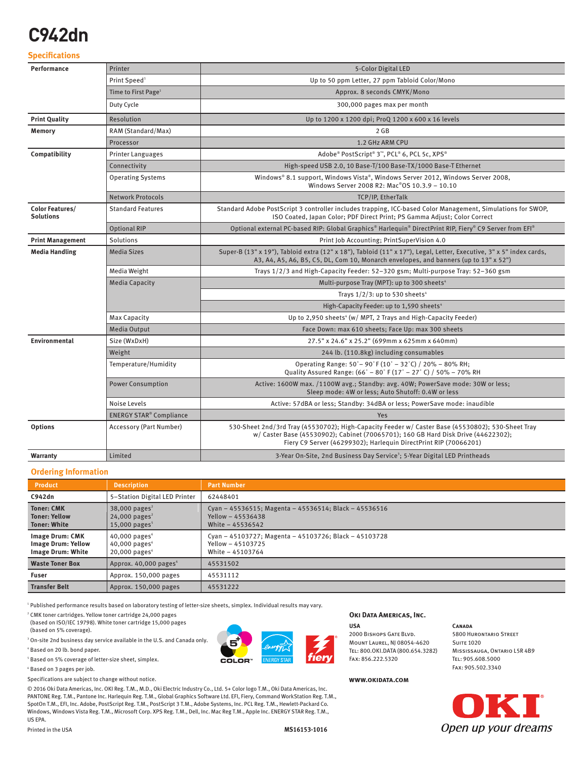# C942dn

## Specifications

| | | |
|---|---|---|
| **Performance** | Printer | 5-Color Digital LED |
| | Print Speed[1] | Up to 50 ppm Letter, 27 ppm Tabloid Color/Mono |
| | Time to First Page[1] | Approx. 8 seconds CMYK/Mono |
| | Duty Cycle | 300,000 pages max per month |
| **Print Quality** | Resolution | Up to 1200 x 1200 dpi; ProQ 1200 x 600 x 16 levels |
| **Memory** | RAM (Standard/Max) | 2 GB |
| | Processor | 1.2 GHz ARM CPU |
| **Compatibility** | Printer Languages | Adobe® PostScript® 3™, PCL® 6, PCL 5c, XPS® |
| | Connectivity | High-speed USB 2.0, 10 Base-T/100 Base-TX/1000 Base-T Ethernet |
| | Operating Systems | Windows® 8.1 support, Windows Vista®, Windows Server 2012, Windows Server 2008, Windows Server 2008 R2: Mac®OS 10.3.9 – 10.10 |
| | Network Protocols | TCP/IP, EtherTalk |
| **Color Features/ Solutions** | Standard Features | Standard Adobe PostScript 3 controller includes trapping, ICC-based Color Management, Simulations for SWOP, ISO Coated, Japan Color; PDF Direct Print; PS Gamma Adjust; Color Correct |
| | Optional RIP | Optional external PC-based RIP: Global Graphics® Harlequin® DirectPrint RIP, Fiery® C9 Server from EFI® |
| **Print Management** | Solutions | Print Job Accounting; PrintSuperVision 4.0 |
| **Media Handling** | Media Sizes | Super-B (13" x 19"), Tabloid extra (12" x 18"), Tabloid (11" x 17"), Legal, Letter, Executive, 3" x 5" index cards, A3, A4, A5, A6, B5, C5, DL, Com 10, Monarch envelopes, and banners (up to 13" x 52") |
| | Media Weight | Trays 1/2/3 and High-Capacity Feeder: 52–320 gsm; Multi-purpose Tray: 52–360 gsm |
| | Media Capacity | Multi-purpose Tray (MPT): up to 300 sheets[4] |
| | | Trays 1/2/3: up to 530 sheets[4] |
| | | High-Capacity Feeder: up to 1,590 sheets[4] |
| | Max Capacity | Up to 2,950 sheets[4] (w/ MPT, 2 Trays and High-Capacity Feeder) |
| | Media Output | Face Down: max 610 sheets; Face Up: max 300 sheets |
| **Environmental** | Size (WxDxH) | 27.5" x 24.6" x 25.2" (699mm x 625mm x 640mm) |
| | Weight | 244 lb. (110.8kg) including consumables |
| | Temperature/Humidity | Operating Range: 50˚– 90˚F (10˚ – 32˚C) / 20% – 80% RH; Quality Assured Range: (66˚ – 80˚ F (17˚ – 27˚ C) / 50% – 70% RH |
| | Power Consumption | Active: 1600W max. /1100W avg.; Standby: avg. 40W; PowerSave mode: 30W or less; Sleep mode: 4W or less; Auto Shutoff: 0.4W or less |
| | Noise Levels | Active: 57dBA or less; Standby: 34dBA or less; PowerSave mode: inaudible |
| | ENERGY STAR® Compliance | Yes |
| **Options** | Accessory (Part Number) | 530-Sheet 2nd/3rd Tray (45530702); High-Capacity Feeder w/ Caster Base (45530802); 530-Sheet Tray w/ Caster Base (45530902); Cabinet (70065701); 160 GB Hard Disk Drive (44622302); Fiery C9 Server (46299302); Harlequin DirectPrint RIP (70066201) |
| **Warranty** | Limited | 3-Year On-Site, 2nd Business Day Service[3]; 5-Year Digital LED Printheads |

## Ordering Information

| Product | Description | Part Number |
|---|---|---|
| **C942dn** | 5–Station Digital LED Printer | 62448401 |
| **Toner: CMK**<br>**Toner: Yellow**<br>**Toner: White** | 38,000 pages[2]<br>24,000 pages[2]<br>15,000 pages[5] | Cyan – 45536515; Magenta – 45536514; Black – 45536516<br>Yellow – 45536438<br>White – 45536542 |
| **Image Drum: CMK**<br>**Image Drum: Yellow**<br>**Image Drum: White** | 40,000 pages[6]<br>40,000 pages[6]<br>20,000 pages[6] | Cyan – 45103727; Magenta – 45103726; Black – 45103728<br>Yellow – 45103725<br>White – 45103764 |
| **Waste Toner Box** | Approx. 40,000 pages[6] | 45531502 |
| **Fuser** | Approx. 150,000 pages | 45531112 |
| **Transfer Belt** | Approx. 150,000 pages | 45531222 |

[1] Published performance results based on laboratory testing of letter-size sheets, simplex. Individual results may vary.

[2] CMK toner cartridges. Yellow toner cartridge 24,000 pages (based on ISO/IEC 19798). White toner cartridge 15,000 pages (based on 5% coverage).

[3] On-site 2nd business day service available in the U.S. and Canada only.

[4] Based on 20 lb. bond paper.

[5] Based on 5% coverage of letter-size sheet, simplex.

[6] Based on 3 pages per job.

Specifications are subject to change without notice.

© 2016 Oki Data Americas, Inc. OKI Reg. T.M., M.D., Oki Electric Industry Co., Ltd. 5+ Color logo T.M., Oki Data Americas, Inc. PANTONE Reg. T.M., Pantone Inc. Harlequin Reg. T.M., Global Graphics Software Ltd. EFI, Fiery, Command WorkStation Reg. T.M., SpotOn T.M., EFI, Inc. Adobe, PostScript Reg. T.M., PostScript 3 T.M., Adobe Systems, Inc. PCL Reg. T.M., Hewlett-Packard Co. Windows, Windows Vista Reg. T.M., Microsoft Corp. XPS Reg. T.M., Dell, Inc. Mac Reg T.M., Apple Inc. ENERGY STAR Reg. T.M., US EPA.

Printed in the USA

MS16153-1016

**Oki Data Americas, Inc.**

**USA**
2000 Bishops Gate Blvd.
Mount Laurel, NJ 08054-4620
Tel: 800.OKI.DATA (800.654.3282)
Fax: 856.222.5320

**Canada**
5800 Hurontario Street
Suite 1020
Mississauga, Ontario L5R 4B9
Tel: 905.608.5000
Fax: 905.502.3340

**www.okidata.com**

OKI

*Open up your dreams*